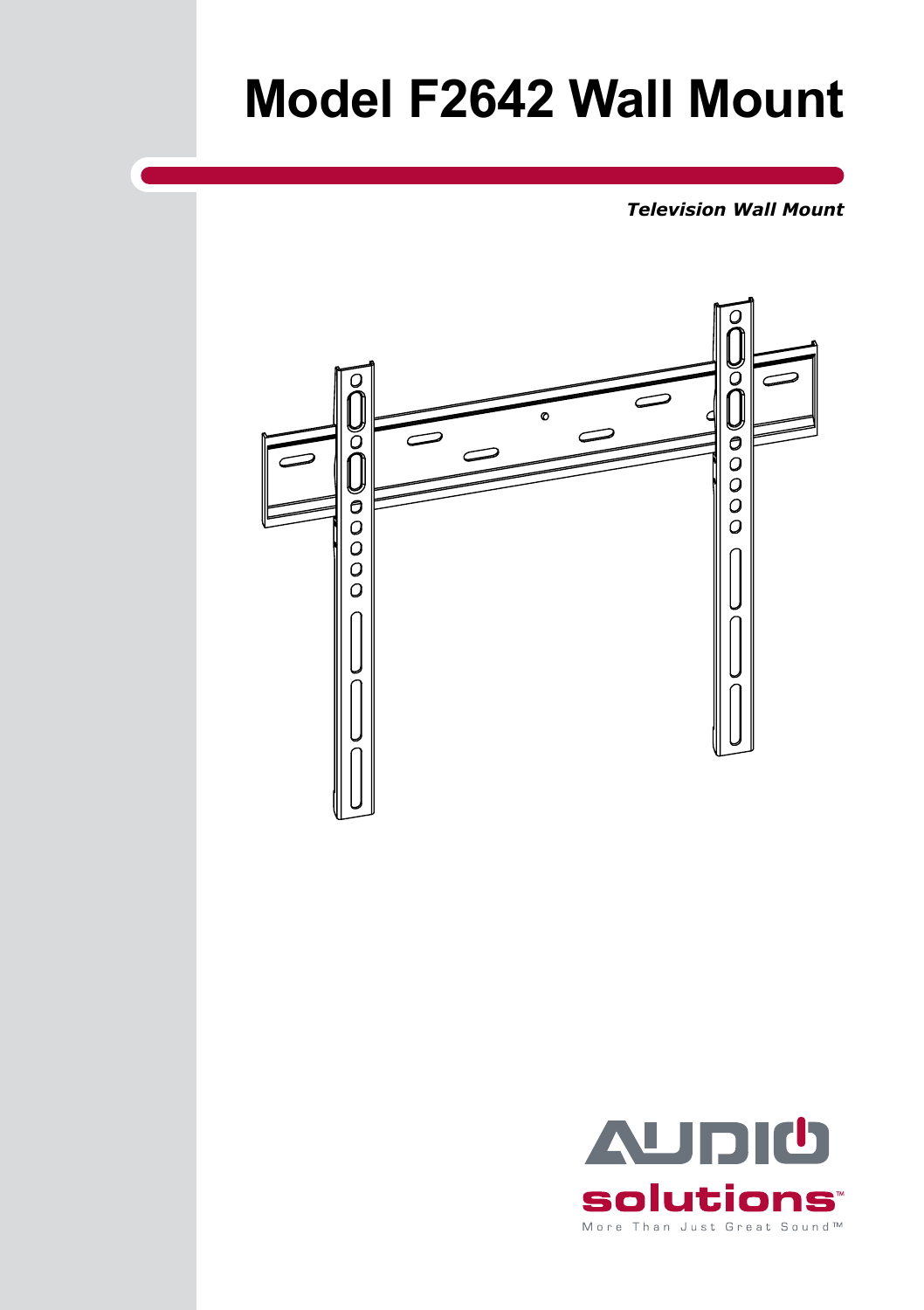# Model F2642 Wall Mount

***Television Wall Mount***

AUDIO solutions™

More Than Just Great Sound™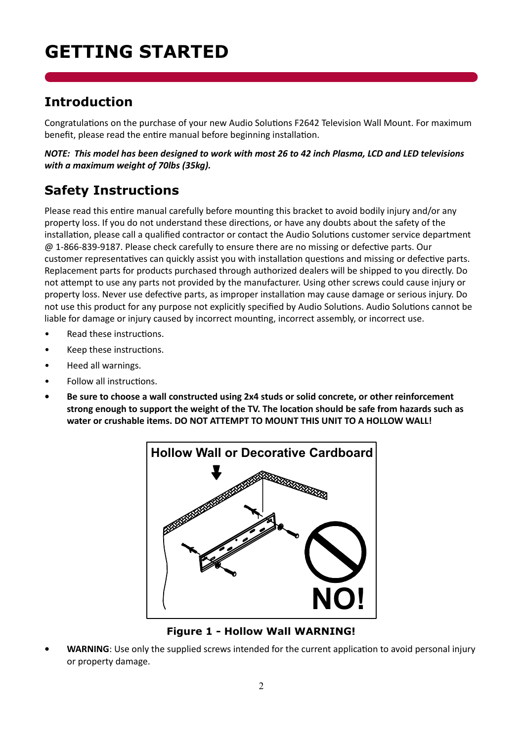# GETTING STARTED

## Introduction

Congratulations on the purchase of your new Audio Solutions F2642 Television Wall Mount. For maximum benefit, please read the entire manual before beginning installation.

***NOTE: This model has been designed to work with most 26 to 42 inch Plasma, LCD and LED televisions with a maximum weight of 70lbs (35kg).***

## Safety Instructions

Please read this entire manual carefully before mounting this bracket to avoid bodily injury and/or any property loss. If you do not understand these directions, or have any doubts about the safety of the installation, please call a qualified contractor or contact the Audio Solutions customer service department @ 1-866-839-9187. Please check carefully to ensure there are no missing or defective parts. Our customer representatives can quickly assist you with installation questions and missing or defective parts. Replacement parts for products purchased through authorized dealers will be shipped to you directly. Do not attempt to use any parts not provided by the manufacturer. Using other screws could cause injury or property loss. Never use defective parts, as improper installation may cause damage or serious injury. Do not use this product for any purpose not explicitly specified by Audio Solutions. Audio Solutions cannot be liable for damage or injury caused by incorrect mounting, incorrect assembly, or incorrect use.

- Read these instructions.
- Keep these instructions.
- Heed all warnings.
- Follow all instructions.
- **Be sure to choose a wall constructed using 2x4 studs or solid concrete, or other reinforcement strong enough to support the weight of the TV. The location should be safe from hazards such as water or crushable items. DO NOT ATTEMPT TO MOUNT THIS UNIT TO A HOLLOW WALL!**

Hollow Wall or Decorative Cardboard

NO!

**Figure 1 - Hollow Wall WARNING!**

- **WARNING**: Use only the supplied screws intended for the current application to avoid personal injury or property damage.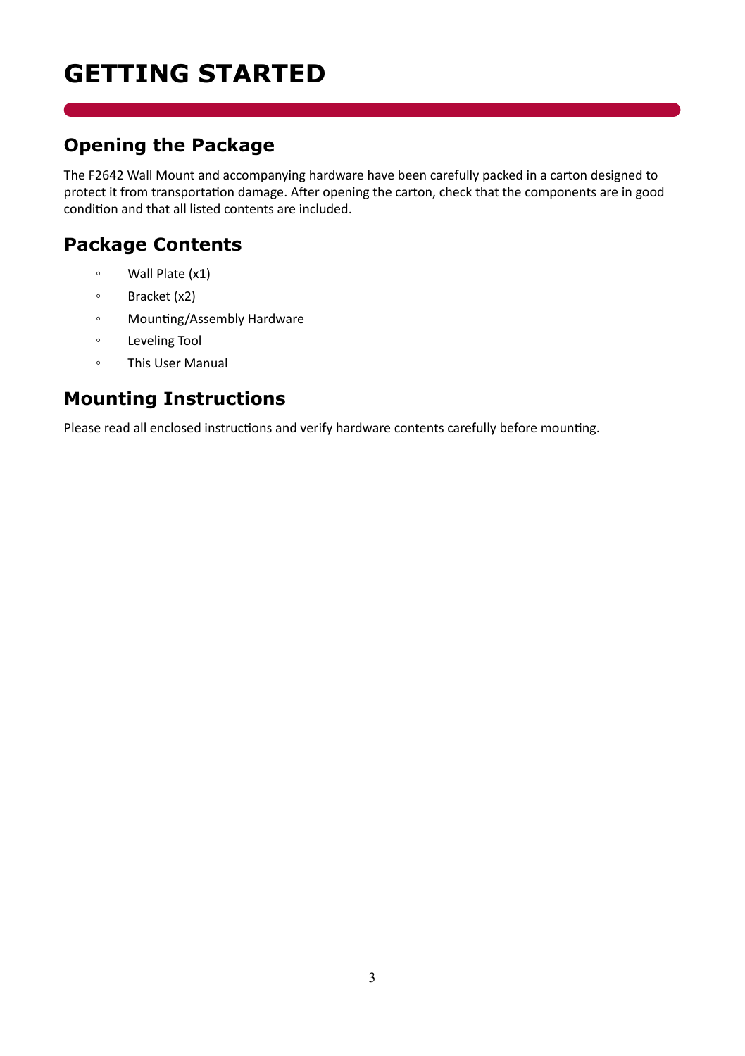# GETTING STARTED

## Opening the Package

The F2642 Wall Mount and accompanying hardware have been carefully packed in a carton designed to protect it from transportation damage. After opening the carton, check that the components are in good condition and that all listed contents are included.

## Package Contents

- Wall Plate (x1)
- Bracket (x2)
- Mounting/Assembly Hardware
- Leveling Tool
- This User Manual

## Mounting Instructions

Please read all enclosed instructions and verify hardware contents carefully before mounting.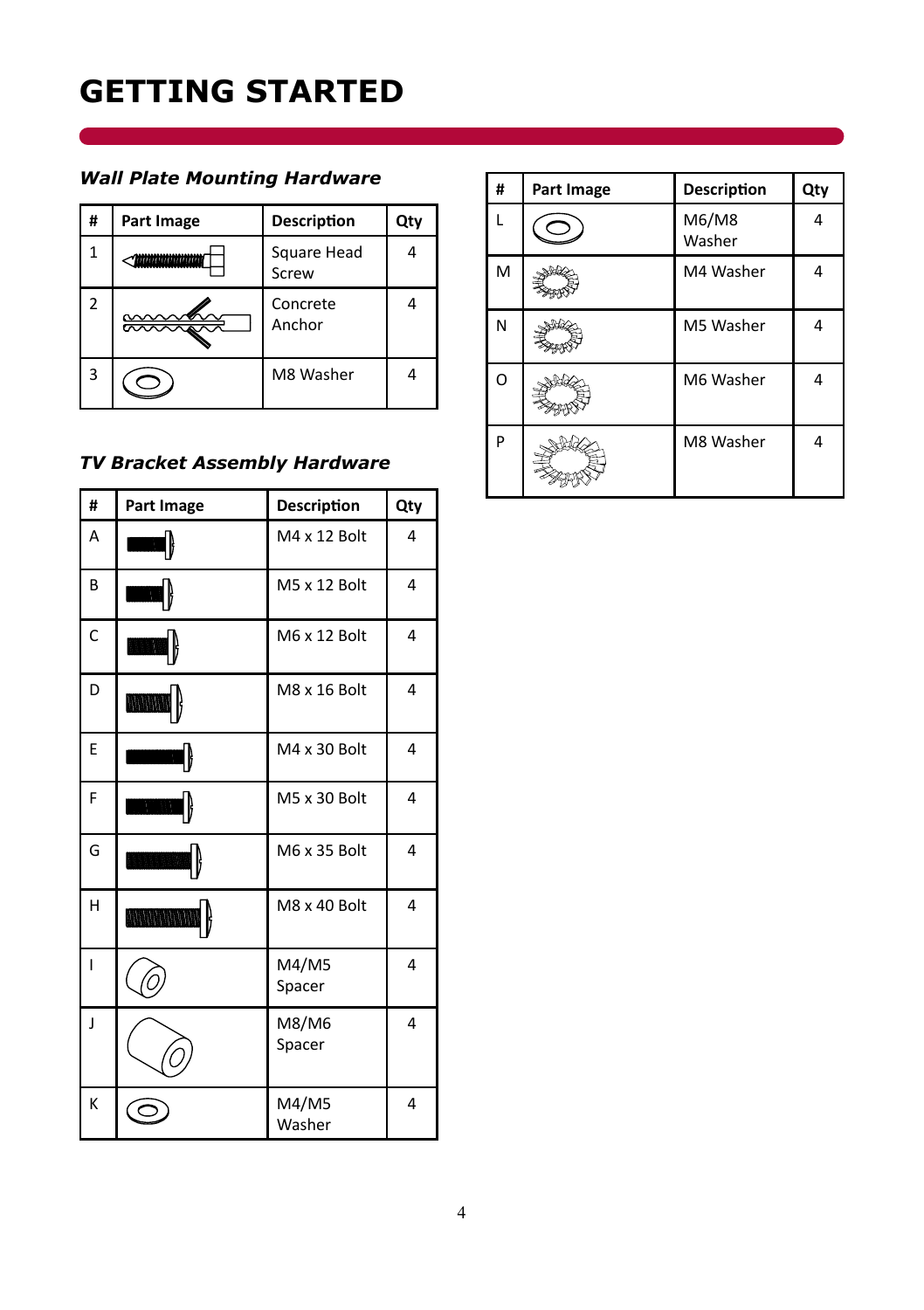# GETTING STARTED

### *Wall Plate Mounting Hardware*

| # | Part Image | Description | Qty |
|---|---|---|---|
| 1 | | Square Head Screw | 4 |
| 2 | | Concrete Anchor | 4 |
| 3 | | M8 Washer | 4 |

### *TV Bracket Assembly Hardware*

| # | Part Image | Description | Qty |
|---|---|---|---|
| A | | M4 x 12 Bolt | 4 |
| B | | M5 x 12 Bolt | 4 |
| C | | M6 x 12 Bolt | 4 |
| D | | M8 x 16 Bolt | 4 |
| E | | M4 x 30 Bolt | 4 |
| F | | M5 x 30 Bolt | 4 |
| G | | M6 x 35 Bolt | 4 |
| H | | M8 x 40 Bolt | 4 |
| I | | M4/M5 Spacer | 4 |
| J | | M8/M6 Spacer | 4 |
| K | | M4/M5 Washer | 4 |
| L | | M6/M8 Washer | 4 |
| M | | M4 Washer | 4 |
| N | | M5 Washer | 4 |
| O | | M6 Washer | 4 |
| P | | M8 Washer | 4 |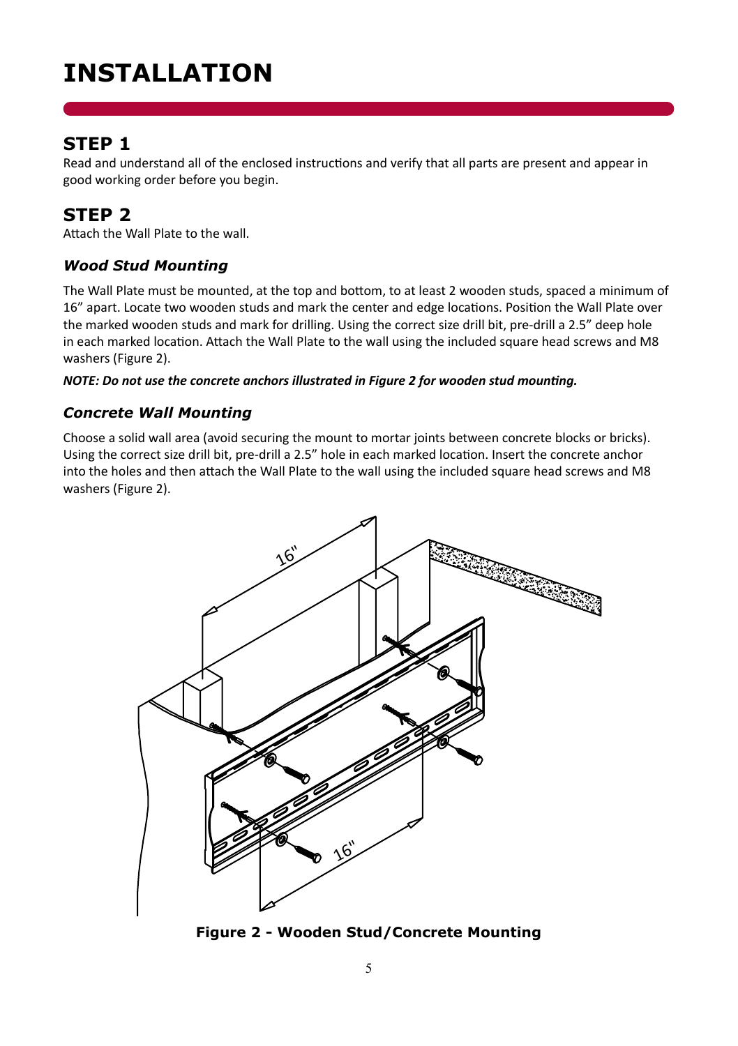# INSTALLATION

## STEP 1

Read and understand all of the enclosed instructions and verify that all parts are present and appear in good working order before you begin.

## STEP 2

Attach the Wall Plate to the wall.

### *Wood Stud Mounting*

The Wall Plate must be mounted, at the top and bottom, to at least 2 wooden studs, spaced a minimum of 16” apart. Locate two wooden studs and mark the center and edge locations. Position the Wall Plate over the marked wooden studs and mark for drilling. Using the correct size drill bit, pre-drill a 2.5” deep hole in each marked location. Attach the Wall Plate to the wall using the included square head screws and M8 washers (Figure 2).

***NOTE: Do not use the concrete anchors illustrated in Figure 2 for wooden stud mounting.***

### *Concrete Wall Mounting*

Choose a solid wall area (avoid securing the mount to mortar joints between concrete blocks or bricks). Using the correct size drill bit, pre-drill a 2.5” hole in each marked location. Insert the concrete anchor into the holes and then attach the Wall Plate to the wall using the included square head screws and M8 washers (Figure 2).

**Figure 2 - Wooden Stud/Concrete Mounting**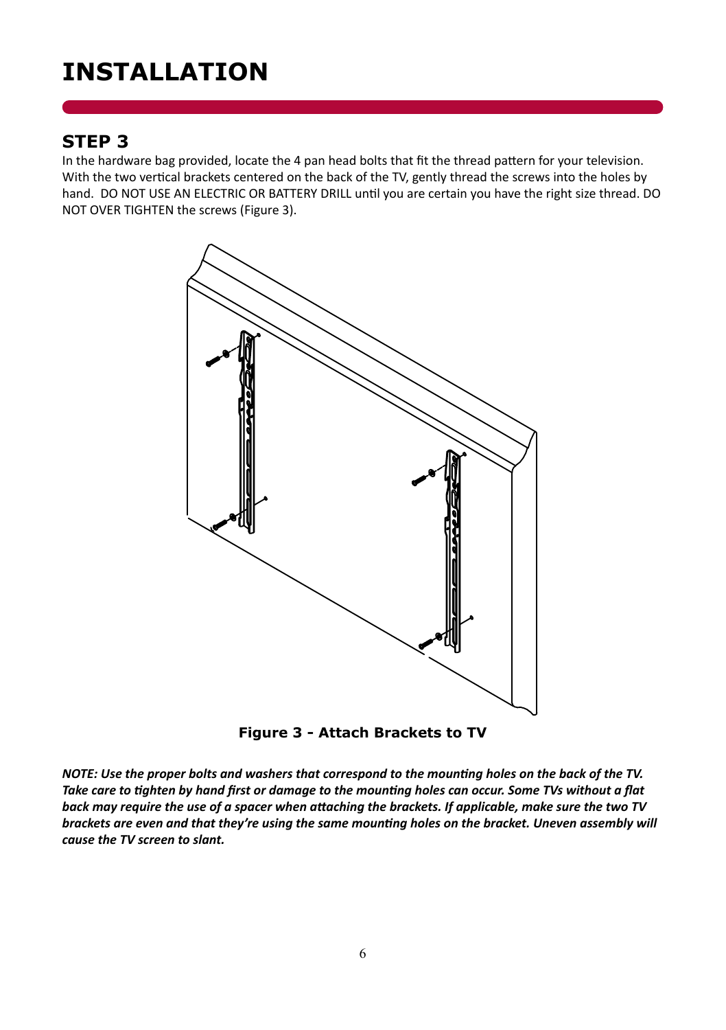# INSTALLATION

## STEP 3

In the hardware bag provided, locate the 4 pan head bolts that fit the thread pattern for your television. With the two vertical brackets centered on the back of the TV, gently thread the screws into the holes by hand. DO NOT USE AN ELECTRIC OR BATTERY DRILL until you are certain you have the right size thread. DO NOT OVER TIGHTEN the screws (Figure 3).

**Figure 3 - Attach Brackets to TV**

***NOTE: Use the proper bolts and washers that correspond to the mounting holes on the back of the TV. Take care to tighten by hand first or damage to the mounting holes can occur. Some TVs without a flat back may require the use of a spacer when attaching the brackets. If applicable, make sure the two TV brackets are even and that they're using the same mounting holes on the bracket. Uneven assembly will cause the TV screen to slant.***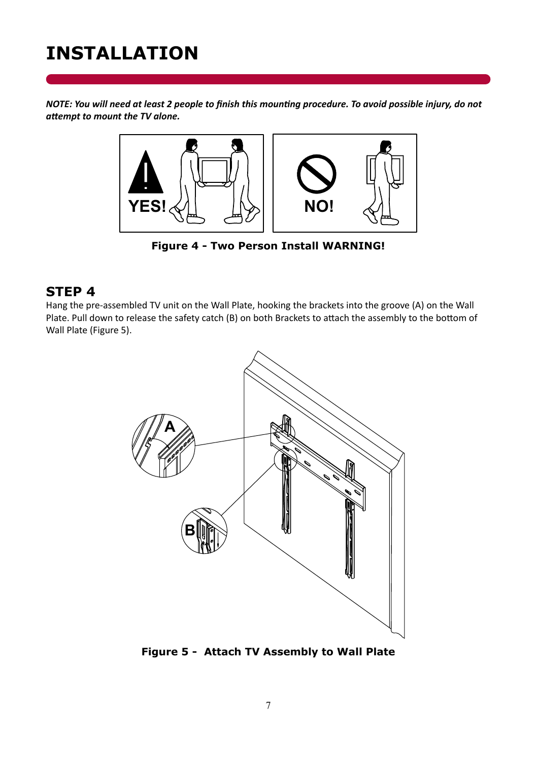# INSTALLATION

***NOTE: You will need at least 2 people to finish this mounting procedure. To avoid possible injury, do not attempt to mount the TV alone.***

**Figure 4 - Two Person Install WARNING!**

## STEP 4

Hang the pre-assembled TV unit on the Wall Plate, hooking the brackets into the groove (A) on the Wall Plate. Pull down to release the safety catch (B) on both Brackets to attach the assembly to the bottom of Wall Plate (Figure 5).

**Figure 5 - Attach TV Assembly to Wall Plate**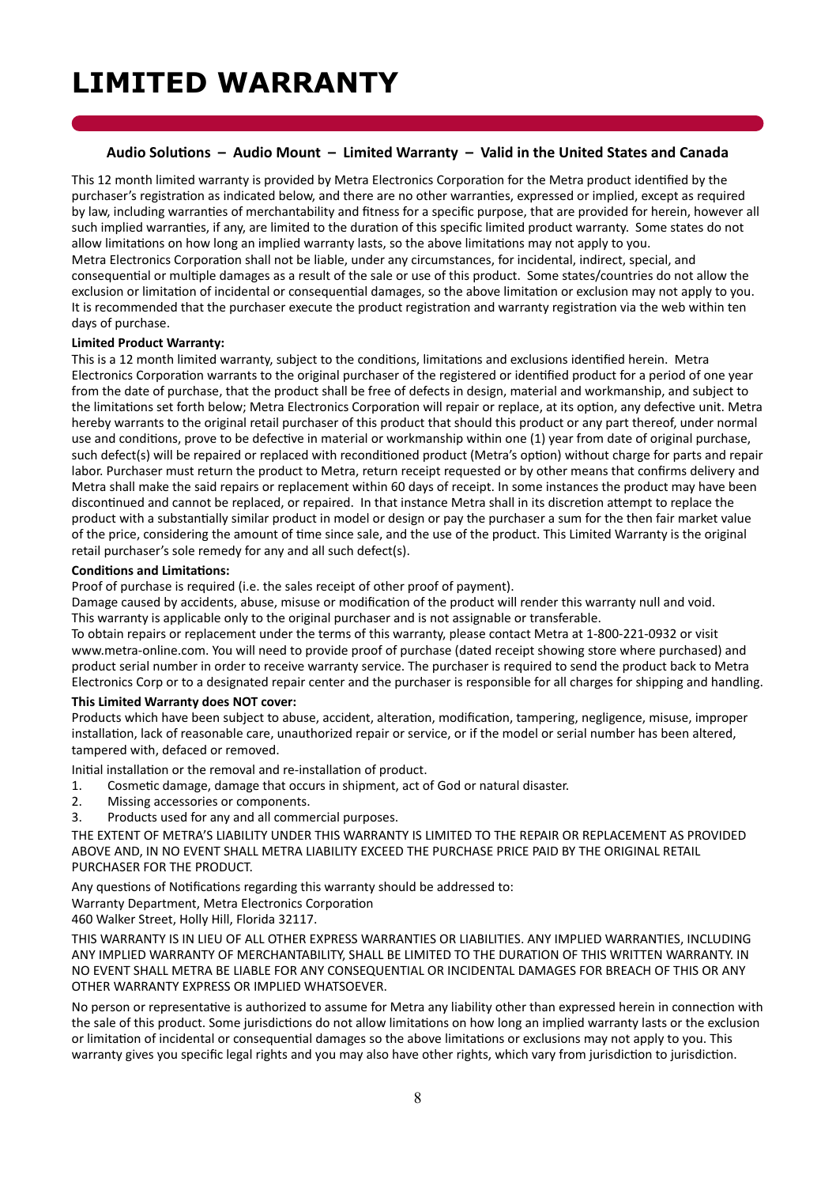# LIMITED WARRANTY

**Audio Solutions – Audio Mount – Limited Warranty – Valid in the United States and Canada**

This 12 month limited warranty is provided by Metra Electronics Corporation for the Metra product identified by the purchaser's registration as indicated below, and there are no other warranties, expressed or implied, except as required by law, including warranties of merchantability and fitness for a specific purpose, that are provided for herein, however all such implied warranties, if any, are limited to the duration of this specific limited product warranty. Some states do not allow limitations on how long an implied warranty lasts, so the above limitations may not apply to you.
Metra Electronics Corporation shall not be liable, under any circumstances, for incidental, indirect, special, and consequential or multiple damages as a result of the sale or use of this product. Some states/countries do not allow the exclusion or limitation of incidental or consequential damages, so the above limitation or exclusion may not apply to you. It is recommended that the purchaser execute the product registration and warranty registration via the web within ten days of purchase.

**Limited Product Warranty:**

This is a 12 month limited warranty, subject to the conditions, limitations and exclusions identified herein. Metra Electronics Corporation warrants to the original purchaser of the registered or identified product for a period of one year from the date of purchase, that the product shall be free of defects in design, material and workmanship, and subject to the limitations set forth below; Metra Electronics Corporation will repair or replace, at its option, any defective unit. Metra hereby warrants to the original retail purchaser of this product that should this product or any part thereof, under normal use and conditions, prove to be defective in material or workmanship within one (1) year from date of original purchase, such defect(s) will be repaired or replaced with reconditioned product (Metra's option) without charge for parts and repair labor. Purchaser must return the product to Metra, return receipt requested or by other means that confirms delivery and Metra shall make the said repairs or replacement within 60 days of receipt. In some instances the product may have been discontinued and cannot be replaced, or repaired. In that instance Metra shall in its discretion attempt to replace the product with a substantially similar product in model or design or pay the purchaser a sum for the then fair market value of the price, considering the amount of time since sale, and the use of the product. This Limited Warranty is the original retail purchaser's sole remedy for any and all such defect(s).

**Conditions and Limitations:**

Proof of purchase is required (i.e. the sales receipt of other proof of payment).
Damage caused by accidents, abuse, misuse or modification of the product will render this warranty null and void.
This warranty is applicable only to the original purchaser and is not assignable or transferable.
To obtain repairs or replacement under the terms of this warranty, please contact Metra at 1-800-221-0932 or visit www.metra-online.com. You will need to provide proof of purchase (dated receipt showing store where purchased) and product serial number in order to receive warranty service. The purchaser is required to send the product back to Metra Electronics Corp or to a designated repair center and the purchaser is responsible for all charges for shipping and handling.

**This Limited Warranty does NOT cover:**

Products which have been subject to abuse, accident, alteration, modification, tampering, negligence, misuse, improper installation, lack of reasonable care, unauthorized repair or service, or if the model or serial number has been altered, tampered with, defaced or removed.

Initial installation or the removal and re-installation of product.

1. Cosmetic damage, damage that occurs in shipment, act of God or natural disaster.
2. Missing accessories or components.
3. Products used for any and all commercial purposes.

THE EXTENT OF METRA'S LIABILITY UNDER THIS WARRANTY IS LIMITED TO THE REPAIR OR REPLACEMENT AS PROVIDED ABOVE AND, IN NO EVENT SHALL METRA LIABILITY EXCEED THE PURCHASE PRICE PAID BY THE ORIGINAL RETAIL PURCHASER FOR THE PRODUCT.

Any questions of Notifications regarding this warranty should be addressed to:
Warranty Department, Metra Electronics Corporation
460 Walker Street, Holly Hill, Florida 32117.

THIS WARRANTY IS IN LIEU OF ALL OTHER EXPRESS WARRANTIES OR LIABILITIES. ANY IMPLIED WARRANTIES, INCLUDING ANY IMPLIED WARRANTY OF MERCHANTABILITY, SHALL BE LIMITED TO THE DURATION OF THIS WRITTEN WARRANTY. IN NO EVENT SHALL METRA BE LIABLE FOR ANY CONSEQUENTIAL OR INCIDENTAL DAMAGES FOR BREACH OF THIS OR ANY OTHER WARRANTY EXPRESS OR IMPLIED WHATSOEVER.

No person or representative is authorized to assume for Metra any liability other than expressed herein in connection with the sale of this product. Some jurisdictions do not allow limitations on how long an implied warranty lasts or the exclusion or limitation of incidental or consequential damages so the above limitations or exclusions may not apply to you. This warranty gives you specific legal rights and you may also have other rights, which vary from jurisdiction to jurisdiction.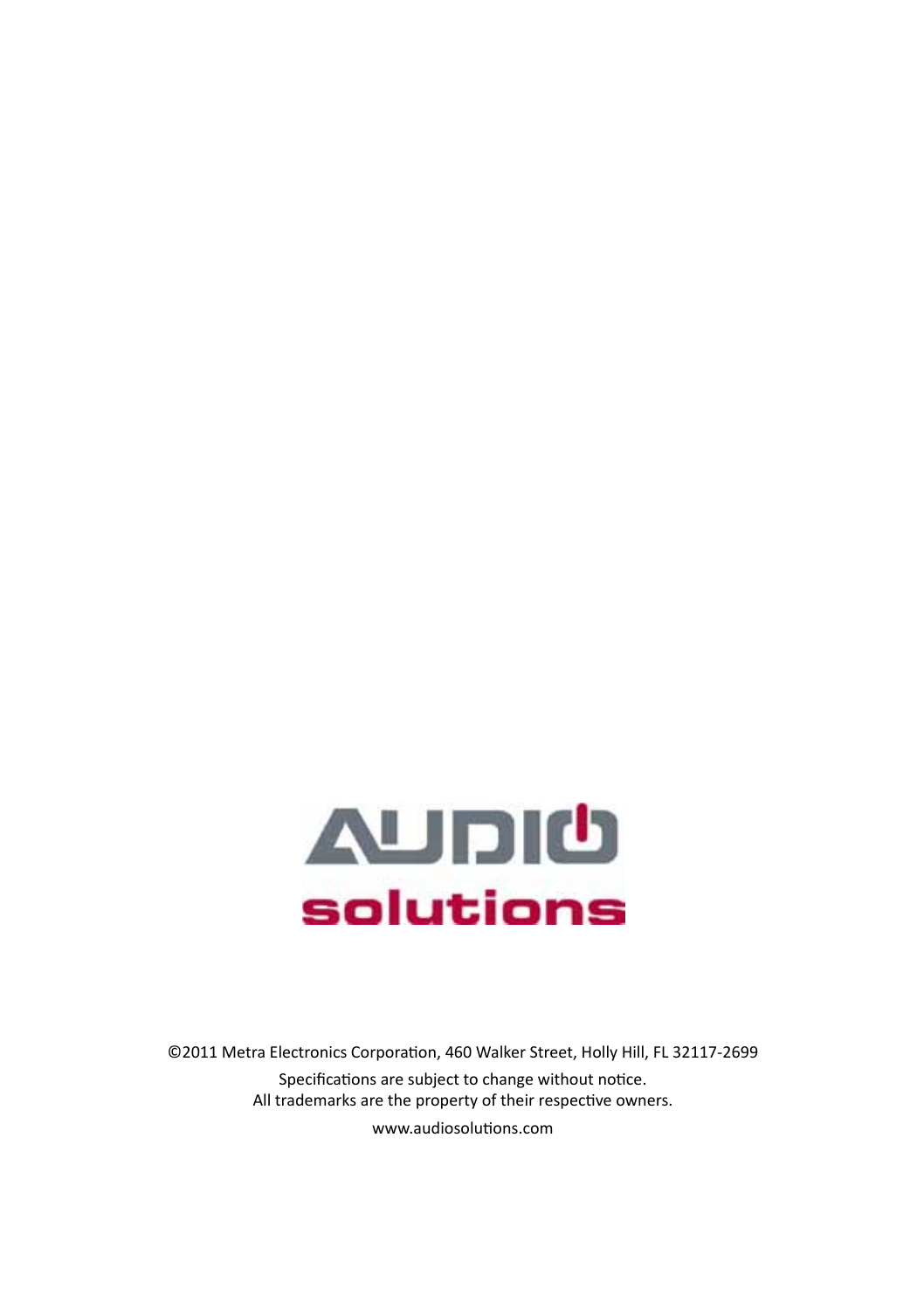AUDIO
solutions

©2011 Metra Electronics Corporation, 460 Walker Street, Holly Hill, FL 32117-2699

Specifications are subject to change without notice.
All trademarks are the property of their respective owners.

www.audiosolutions.com